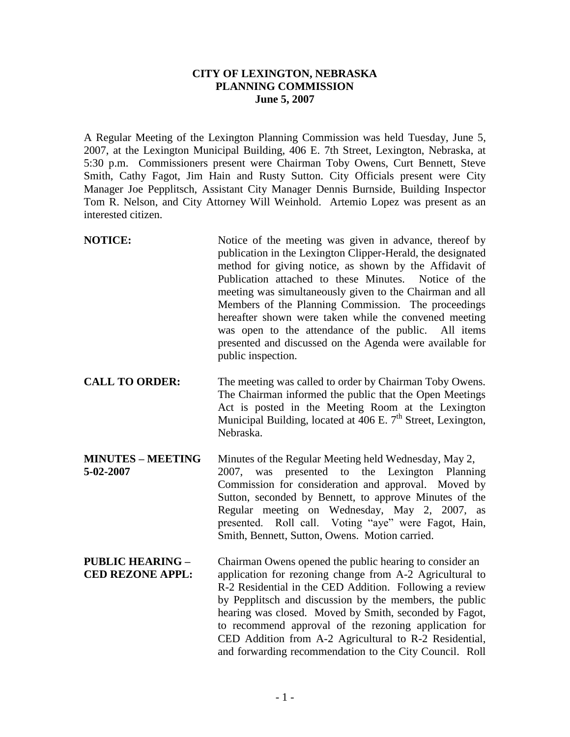**CITY OF LEXINGTON, NEBRASKA**
**PLANNING COMMISSION**
**June 5, 2007**

A Regular Meeting of the Lexington Planning Commission was held Tuesday, June 5, 2007, at the Lexington Municipal Building, 406 E. 7th Street, Lexington, Nebraska, at 5:30 p.m. Commissioners present were Chairman Toby Owens, Curt Bennett, Steve Smith, Cathy Fagot, Jim Hain and Rusty Sutton. City Officials present were City Manager Joe Pepplitsch, Assistant City Manager Dennis Burnside, Building Inspector Tom R. Nelson, and City Attorney Will Weinhold. Artemio Lopez was present as an interested citizen.

**NOTICE:** Notice of the meeting was given in advance, thereof by publication in the Lexington Clipper-Herald, the designated method for giving notice, as shown by the Affidavit of Publication attached to these Minutes. Notice of the meeting was simultaneously given to the Chairman and all Members of the Planning Commission. The proceedings hereafter shown were taken while the convened meeting was open to the attendance of the public. All items presented and discussed on the Agenda were available for public inspection.

**CALL TO ORDER:** The meeting was called to order by Chairman Toby Owens. The Chairman informed the public that the Open Meetings Act is posted in the Meeting Room at the Lexington Municipal Building, located at 406 E. 7th Street, Lexington, Nebraska.

**MINUTES – MEETING 5-02-2007** Minutes of the Regular Meeting held Wednesday, May 2, 2007, was presented to the Lexington Planning Commission for consideration and approval. Moved by Sutton, seconded by Bennett, to approve Minutes of the Regular meeting on Wednesday, May 2, 2007, as presented. Roll call. Voting "aye" were Fagot, Hain, Smith, Bennett, Sutton, Owens. Motion carried.

**PUBLIC HEARING – CED REZONE APPL:** Chairman Owens opened the public hearing to consider an application for rezoning change from A-2 Agricultural to R-2 Residential in the CED Addition. Following a review by Pepplitsch and discussion by the members, the public hearing was closed. Moved by Smith, seconded by Fagot, to recommend approval of the rezoning application for CED Addition from A-2 Agricultural to R-2 Residential, and forwarding recommendation to the City Council. Roll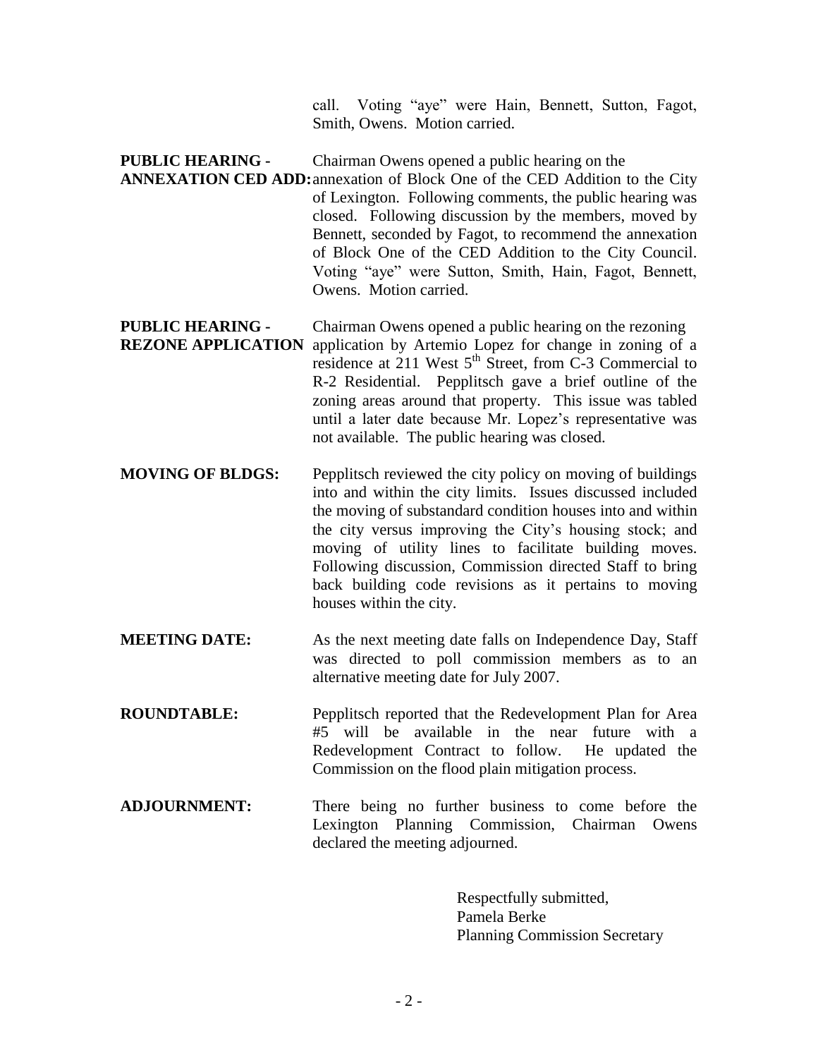call. Voting "aye" were Hain, Bennett, Sutton, Fagot, Smith, Owens. Motion carried.

**PUBLIC HEARING - ANNEXATION CED ADD:** Chairman Owens opened a public hearing on the annexation of Block One of the CED Addition to the City of Lexington. Following comments, the public hearing was closed. Following discussion by the members, moved by Bennett, seconded by Fagot, to recommend the annexation of Block One of the CED Addition to the City Council. Voting "aye" were Sutton, Smith, Hain, Fagot, Bennett, Owens. Motion carried.

**PUBLIC HEARING - REZONE APPLICATION** Chairman Owens opened a public hearing on the rezoning application by Artemio Lopez for change in zoning of a residence at 211 West 5th Street, from C-3 Commercial to R-2 Residential. Pepplitsch gave a brief outline of the zoning areas around that property. This issue was tabled until a later date because Mr. Lopez's representative was not available. The public hearing was closed.

**MOVING OF BLDGS:** Pepplitsch reviewed the city policy on moving of buildings into and within the city limits. Issues discussed included the moving of substandard condition houses into and within the city versus improving the City's housing stock; and moving of utility lines to facilitate building moves. Following discussion, Commission directed Staff to bring back building code revisions as it pertains to moving houses within the city.

**MEETING DATE:** As the next meeting date falls on Independence Day, Staff was directed to poll commission members as to an alternative meeting date for July 2007.

**ROUNDTABLE:** Pepplitsch reported that the Redevelopment Plan for Area #5 will be available in the near future with a Redevelopment Contract to follow. He updated the Commission on the flood plain mitigation process.

**ADJOURNMENT:** There being no further business to come before the Lexington Planning Commission, Chairman Owens declared the meeting adjourned.

Respectfully submitted,
Pamela Berke
Planning Commission Secretary